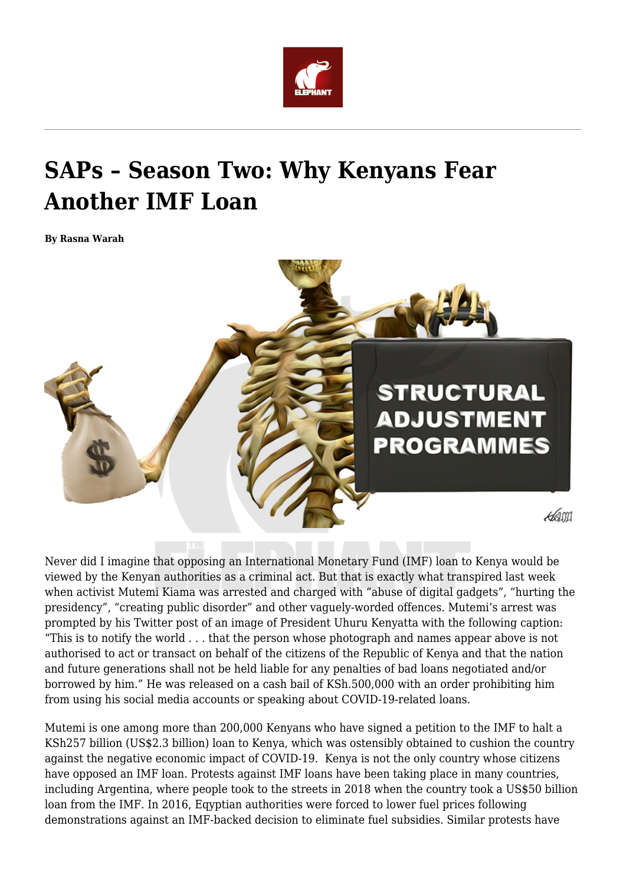# SAPs – Season Two: Why Kenyans Fear Another IMF Loan

**By Rasna Warah**

Never did I imagine that opposing an International Monetary Fund (IMF) loan to Kenya would be viewed by the Kenyan authorities as a criminal act. But that is exactly what transpired last week when activist Mutemi Kiama was arrested and charged with "abuse of digital gadgets", "hurting the presidency", "creating public disorder" and other vaguely-worded offences. Mutemi's arrest was prompted by his Twitter post of an image of President Uhuru Kenyatta with the following caption: "This is to notify the world . . . that the person whose photograph and names appear above is not authorised to act or transact on behalf of the citizens of the Republic of Kenya and that the nation and future generations shall not be held liable for any penalties of bad loans negotiated and/or borrowed by him." He was released on a cash bail of KSh.500,000 with an order prohibiting him from using his social media accounts or speaking about COVID-19-related loans.

Mutemi is one among more than 200,000 Kenyans who have signed a petition to the IMF to halt a KSh257 billion (US$2.3 billion) loan to Kenya, which was ostensibly obtained to cushion the country against the negative economic impact of COVID-19. Kenya is not the only country whose citizens have opposed an IMF loan. Protests against IMF loans have been taking place in many countries, including Argentina, where people took to the streets in 2018 when the country took a US$50 billion loan from the IMF. In 2016, Egyptian authorities were forced to lower fuel prices following demonstrations against an IMF-backed decision to eliminate fuel subsidies. Similar protests have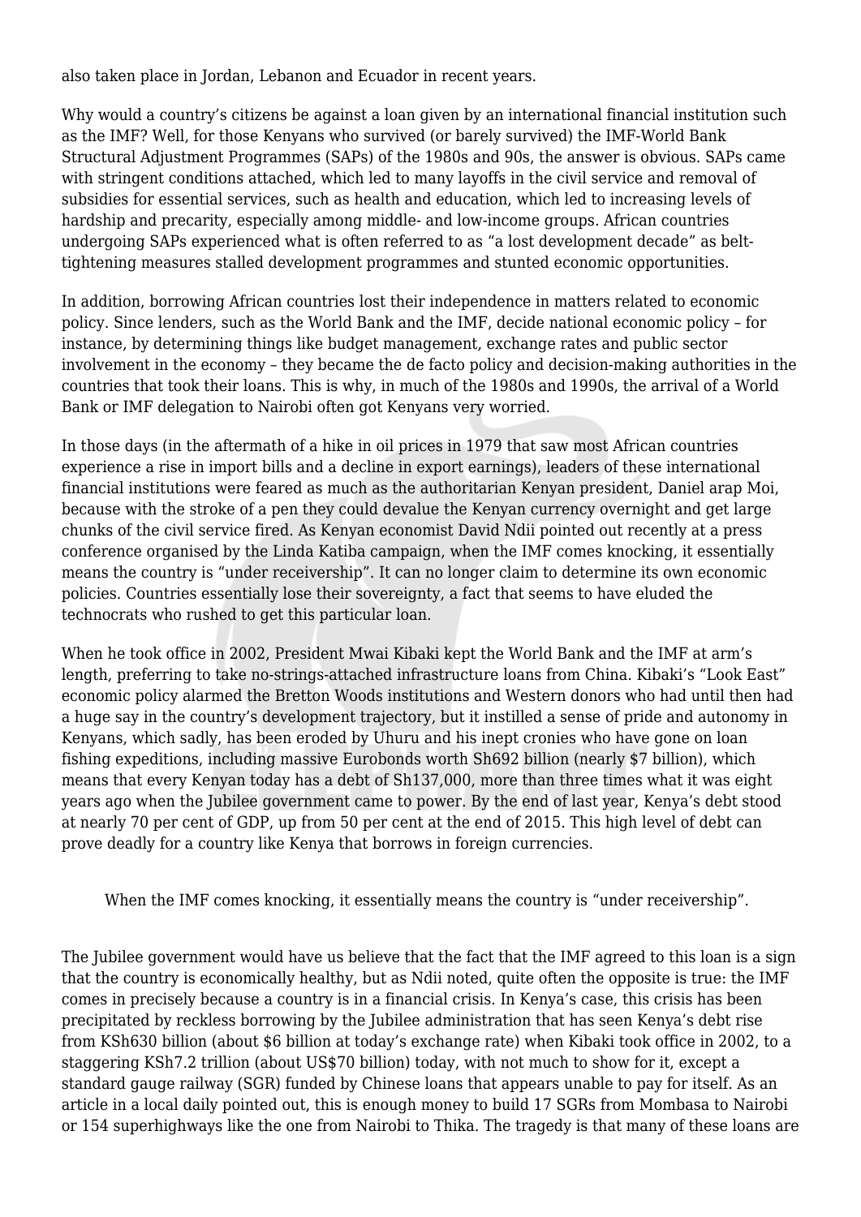also taken place in Jordan, Lebanon and Ecuador in recent years.

Why would a country's citizens be against a loan given by an international financial institution such as the IMF? Well, for those Kenyans who survived (or barely survived) the IMF-World Bank Structural Adjustment Programmes (SAPs) of the 1980s and 90s, the answer is obvious. SAPs came with stringent conditions attached, which led to many layoffs in the civil service and removal of subsidies for essential services, such as health and education, which led to increasing levels of hardship and precarity, especially among middle- and low-income groups. African countries undergoing SAPs experienced what is often referred to as "a lost development decade" as belt-tightening measures stalled development programmes and stunted economic opportunities.

In addition, borrowing African countries lost their independence in matters related to economic policy. Since lenders, such as the World Bank and the IMF, decide national economic policy – for instance, by determining things like budget management, exchange rates and public sector involvement in the economy – they became the de facto policy and decision-making authorities in the countries that took their loans. This is why, in much of the 1980s and 1990s, the arrival of a World Bank or IMF delegation to Nairobi often got Kenyans very worried.

In those days (in the aftermath of a hike in oil prices in 1979 that saw most African countries experience a rise in import bills and a decline in export earnings), leaders of these international financial institutions were feared as much as the authoritarian Kenyan president, Daniel arap Moi, because with the stroke of a pen they could devalue the Kenyan currency overnight and get large chunks of the civil service fired. As Kenyan economist David Ndii pointed out recently at a press conference organised by the Linda Katiba campaign, when the IMF comes knocking, it essentially means the country is "under receivership". It can no longer claim to determine its own economic policies. Countries essentially lose their sovereignty, a fact that seems to have eluded the technocrats who rushed to get this particular loan.

When he took office in 2002, President Mwai Kibaki kept the World Bank and the IMF at arm's length, preferring to take no-strings-attached infrastructure loans from China. Kibaki's "Look East" economic policy alarmed the Bretton Woods institutions and Western donors who had until then had a huge say in the country's development trajectory, but it instilled a sense of pride and autonomy in Kenyans, which sadly, has been eroded by Uhuru and his inept cronies who have gone on loan fishing expeditions, including massive Eurobonds worth Sh692 billion (nearly $7 billion), which means that every Kenyan today has a debt of Sh137,000, more than three times what it was eight years ago when the Jubilee government came to power. By the end of last year, Kenya's debt stood at nearly 70 per cent of GDP, up from 50 per cent at the end of 2015. This high level of debt can prove deadly for a country like Kenya that borrows in foreign currencies.

> When the IMF comes knocking, it essentially means the country is "under receivership".

The Jubilee government would have us believe that the fact that the IMF agreed to this loan is a sign that the country is economically healthy, but as Ndii noted, quite often the opposite is true: the IMF comes in precisely because a country is in a financial crisis. In Kenya's case, this crisis has been precipitated by reckless borrowing by the Jubilee administration that has seen Kenya's debt rise from KSh630 billion (about $6 billion at today's exchange rate) when Kibaki took office in 2002, to a staggering KSh7.2 trillion (about US$70 billion) today, with not much to show for it, except a standard gauge railway (SGR) funded by Chinese loans that appears unable to pay for itself. As an article in a local daily pointed out, this is enough money to build 17 SGRs from Mombasa to Nairobi or 154 superhighways like the one from Nairobi to Thika. The tragedy is that many of these loans are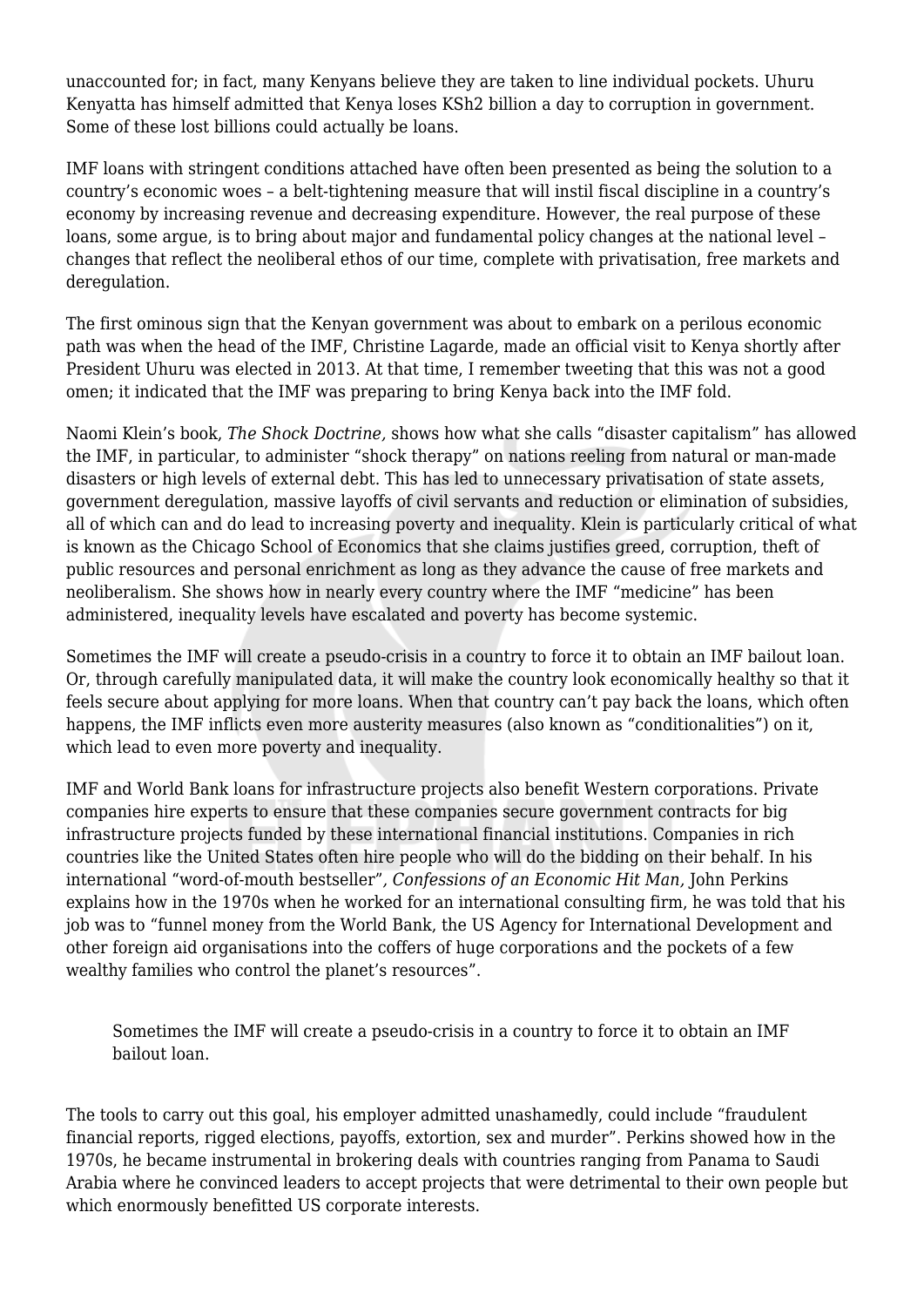unaccounted for; in fact, many Kenyans believe they are taken to line individual pockets. Uhuru Kenyatta has himself admitted that Kenya loses KSh2 billion a day to corruption in government. Some of these lost billions could actually be loans.

IMF loans with stringent conditions attached have often been presented as being the solution to a country's economic woes – a belt-tightening measure that will instil fiscal discipline in a country's economy by increasing revenue and decreasing expenditure. However, the real purpose of these loans, some argue, is to bring about major and fundamental policy changes at the national level – changes that reflect the neoliberal ethos of our time, complete with privatisation, free markets and deregulation.

The first ominous sign that the Kenyan government was about to embark on a perilous economic path was when the head of the IMF, Christine Lagarde, made an official visit to Kenya shortly after President Uhuru was elected in 2013. At that time, I remember tweeting that this was not a good omen; it indicated that the IMF was preparing to bring Kenya back into the IMF fold.

Naomi Klein's book, *The Shock Doctrine,* shows how what she calls "disaster capitalism" has allowed the IMF, in particular, to administer "shock therapy" on nations reeling from natural or man-made disasters or high levels of external debt. This has led to unnecessary privatisation of state assets, government deregulation, massive layoffs of civil servants and reduction or elimination of subsidies, all of which can and do lead to increasing poverty and inequality. Klein is particularly critical of what is known as the Chicago School of Economics that she claims justifies greed, corruption, theft of public resources and personal enrichment as long as they advance the cause of free markets and neoliberalism. She shows how in nearly every country where the IMF "medicine" has been administered, inequality levels have escalated and poverty has become systemic.

Sometimes the IMF will create a pseudo-crisis in a country to force it to obtain an IMF bailout loan. Or, through carefully manipulated data, it will make the country look economically healthy so that it feels secure about applying for more loans. When that country can't pay back the loans, which often happens, the IMF inflicts even more austerity measures (also known as "conditionalities") on it, which lead to even more poverty and inequality.

IMF and World Bank loans for infrastructure projects also benefit Western corporations. Private companies hire experts to ensure that these companies secure government contracts for big infrastructure projects funded by these international financial institutions. Companies in rich countries like the United States often hire people who will do the bidding on their behalf. In his international "word-of-mouth bestseller", *Confessions of an Economic Hit Man,* John Perkins explains how in the 1970s when he worked for an international consulting firm, he was told that his job was to "funnel money from the World Bank, the US Agency for International Development and other foreign aid organisations into the coffers of huge corporations and the pockets of a few wealthy families who control the planet's resources".

> Sometimes the IMF will create a pseudo-crisis in a country to force it to obtain an IMF bailout loan.

The tools to carry out this goal, his employer admitted unashamedly, could include "fraudulent financial reports, rigged elections, payoffs, extortion, sex and murder". Perkins showed how in the 1970s, he became instrumental in brokering deals with countries ranging from Panama to Saudi Arabia where he convinced leaders to accept projects that were detrimental to their own people but which enormously benefitted US corporate interests.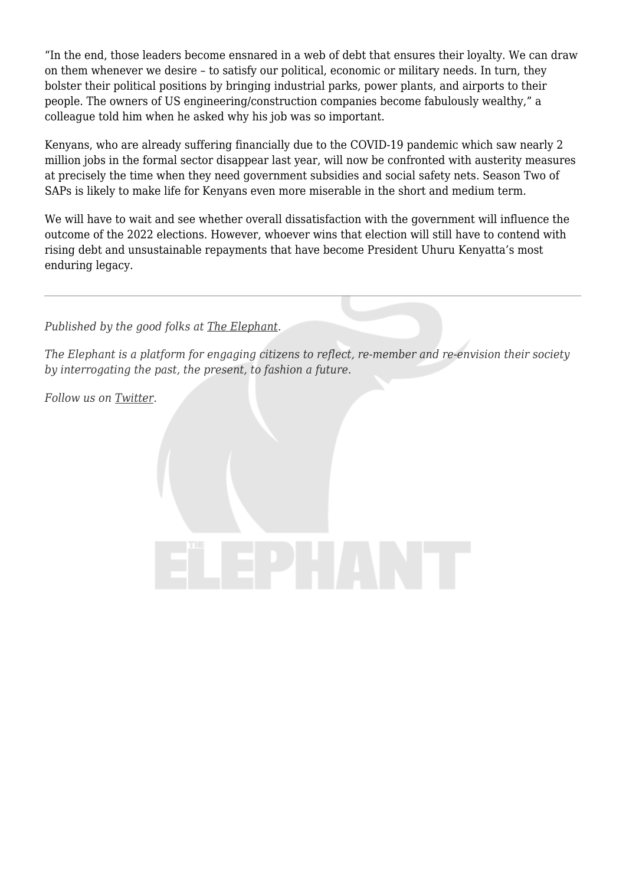"In the end, those leaders become ensnared in a web of debt that ensures their loyalty. We can draw on them whenever we desire – to satisfy our political, economic or military needs. In turn, they bolster their political positions by bringing industrial parks, power plants, and airports to their people. The owners of US engineering/construction companies become fabulously wealthy," a colleague told him when he asked why his job was so important.

Kenyans, who are already suffering financially due to the COVID-19 pandemic which saw nearly 2 million jobs in the formal sector disappear last year, will now be confronted with austerity measures at precisely the time when they need government subsidies and social safety nets. Season Two of SAPs is likely to make life for Kenyans even more miserable in the short and medium term.

We will have to wait and see whether overall dissatisfaction with the government will influence the outcome of the 2022 elections. However, whoever wins that election will still have to contend with rising debt and unsustainable repayments that have become President Uhuru Kenyatta's most enduring legacy.

---

*Published by the good folks at The Elephant.*

*The Elephant is a platform for engaging citizens to reflect, re-member and re-envision their society by interrogating the past, the present, to fashion a future.*

*Follow us on Twitter.*